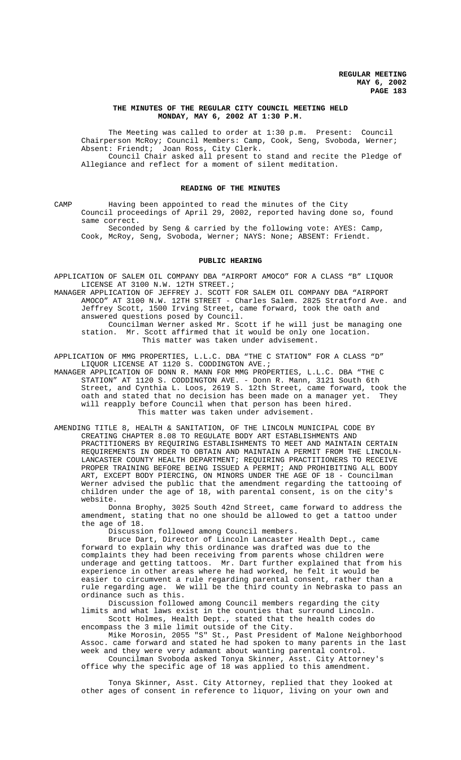# THE MINUTES OF THE REGULAR CITY COUNCIL MEETING HELD MONDAY, MAY 6, 2002 AT 1:30 P.M.

The Meeting was called to order at 1:30 p.m. Present: Council Chairperson McRoy; Council Members: Camp, Cook, Seng, Svoboda, Werner; Absent: Friendt; Joan Ross, City Clerk.

Council Chair asked all present to stand and recite the Pledge of Allegiance and reflect for a moment of silent meditation.

## READING OF THE MINUTES

CAMP Having been appointed to read the minutes of the City Council proceedings of April 29, 2002, reported having done so, found same correct.

Seconded by Seng & carried by the following vote: AYES: Camp, Cook, McRoy, Seng, Svoboda, Werner; NAYS: None; ABSENT: Friendt.

## PUBLIC HEARING

APPLICATION OF SALEM OIL COMPANY DBA "AIRPORT AMOCO" FOR A CLASS "B" LIQUOR LICENSE AT 3100 N.W. 12TH STREET.;

MANAGER APPLICATION OF JEFFREY J. SCOTT FOR SALEM OIL COMPANY DBA "AIRPORT AMOCO" AT 3100 N.W. 12TH STREET - Charles Salem. 2825 Stratford Ave. and Jeffrey Scott, 1500 Irving Street, came forward, took the oath and answered questions posed by Council.

Councilman Werner asked Mr. Scott if he will just be managing one station. Mr. Scott affirmed that it would be only one location.

This matter was taken under advisement.

APPLICATION OF MMG PROPERTIES, L.L.C. DBA "THE C STATION" FOR A CLASS "D" LIQUOR LICENSE AT 1120 S. CODDINGTON AVE.;

MANAGER APPLICATION OF DONN R. MANN FOR MMG PROPERTIES, L.L.C. DBA "THE C STATION" AT 1120 S. CODDINGTON AVE. - Donn R. Mann, 3121 South 6th Street, and Cynthia L. Loos, 2619 S. 12th Street, came forward, took the oath and stated that no decision has been made on a manager yet. They will reapply before Council when that person has been hired.

This matter was taken under advisement.

AMENDING TITLE 8, HEALTH & SANITATION, OF THE LINCOLN MUNICIPAL CODE BY CREATING CHAPTER 8.08 TO REGULATE BODY ART ESTABLISHMENTS AND PRACTITIONERS BY REQUIRING ESTABLISHMENTS TO MEET AND MAINTAIN CERTAIN REQUIREMENTS IN ORDER TO OBTAIN AND MAINTAIN A PERMIT FROM THE LINCOLN-LANCASTER COUNTY HEALTH DEPARTMENT; REQUIRING PRACTITIONERS TO RECEIVE PROPER TRAINING BEFORE BEING ISSUED A PERMIT; AND PROHIBITING ALL BODY ART, EXCEPT BODY PIERCING, ON MINORS UNDER THE AGE OF 18 - Councilman Werner advised the public that the amendment regarding the tattooing of children under the age of 18, with parental consent, is on the city's website.

Donna Brophy, 3025 South 42nd Street, came forward to address the amendment, stating that no one should be allowed to get a tattoo under the age of 18.

Discussion followed among Council members.

Bruce Dart, Director of Lincoln Lancaster Health Dept., came forward to explain why this ordinance was drafted was due to the complaints they had been receiving from parents whose children were underage and getting tattoos. Mr. Dart further explained that from his experience in other areas where he had worked, he felt it would be easier to circumvent a rule regarding parental consent, rather than a rule regarding age. We will be the third county in Nebraska to pass an ordinance such as this.

Discussion followed among Council members regarding the city limits and what laws exist in the counties that surround Lincoln.

Scott Holmes, Health Dept., stated that the health codes do encompass the 3 mile limit outside of the City.

Mike Morosin, 2055 "S" St., Past President of Malone Neighborhood Assoc. came forward and stated he had spoken to many parents in the last week and they were very adamant about wanting parental control.

Councilman Svoboda asked Tonya Skinner, Asst. City Attorney's office why the specific age of 18 was applied to this amendment.

Tonya Skinner, Asst. City Attorney, replied that they looked at other ages of consent in reference to liquor, living on your own and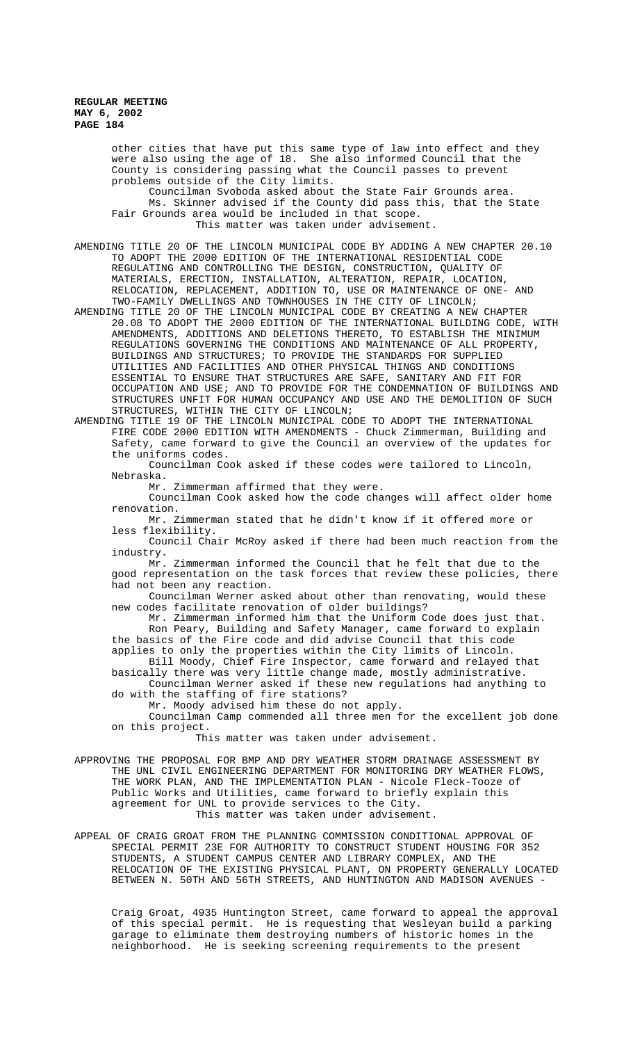other cities that have put this same type of law into effect and they were also using the age of 18. She also informed Council that the County is considering passing what the Council passes to prevent problems outside of the City limits.

Councilman Svoboda asked about the State Fair Grounds area.

Ms. Skinner advised if the County did pass this, that the State Fair Grounds area would be included in that scope.

This matter was taken under advisement.

AMENDING TITLE 20 OF THE LINCOLN MUNICIPAL CODE BY ADDING A NEW CHAPTER 20.10 TO ADOPT THE 2000 EDITION OF THE INTERNATIONAL RESIDENTIAL CODE REGULATING AND CONTROLLING THE DESIGN, CONSTRUCTION, QUALITY OF MATERIALS, ERECTION, INSTALLATION, ALTERATION, REPAIR, LOCATION, RELOCATION, REPLACEMENT, ADDITION TO, USE OR MAINTENANCE OF ONE- AND TWO-FAMILY DWELLINGS AND TOWNHOUSES IN THE CITY OF LINCOLN;

AMENDING TITLE 20 OF THE LINCOLN MUNICIPAL CODE BY CREATING A NEW CHAPTER 20.08 TO ADOPT THE 2000 EDITION OF THE INTERNATIONAL BUILDING CODE, WITH AMENDMENTS, ADDITIONS AND DELETIONS THERETO, TO ESTABLISH THE MINIMUM REGULATIONS GOVERNING THE CONDITIONS AND MAINTENANCE OF ALL PROPERTY, BUILDINGS AND STRUCTURES; TO PROVIDE THE STANDARDS FOR SUPPLIED UTILITIES AND FACILITIES AND OTHER PHYSICAL THINGS AND CONDITIONS ESSENTIAL TO ENSURE THAT STRUCTURES ARE SAFE, SANITARY AND FIT FOR OCCUPATION AND USE; AND TO PROVIDE FOR THE CONDEMNATION OF BUILDINGS AND STRUCTURES UNFIT FOR HUMAN OCCUPANCY AND USE AND THE DEMOLITION OF SUCH STRUCTURES, WITHIN THE CITY OF LINCOLN;

AMENDING TITLE 19 OF THE LINCOLN MUNICIPAL CODE TO ADOPT THE INTERNATIONAL FIRE CODE 2000 EDITION WITH AMENDMENTS - Chuck Zimmerman, Building and Safety, came forward to give the Council an overview of the updates for the uniforms codes.

Councilman Cook asked if these codes were tailored to Lincoln, Nebraska.

Mr. Zimmerman affirmed that they were.

Councilman Cook asked how the code changes will affect older home renovation.

Mr. Zimmerman stated that he didn't know if it offered more or less flexibility.

Council Chair McRoy asked if there had been much reaction from the industry.

Mr. Zimmerman informed the Council that he felt that due to the good representation on the task forces that review these policies, there had not been any reaction.

Councilman Werner asked about other than renovating, would these new codes facilitate renovation of older buildings?

Mr. Zimmerman informed him that the Uniform Code does just that.

Ron Peary, Building and Safety Manager, came forward to explain the basics of the Fire code and did advise Council that this code applies to only the properties within the City limits of Lincoln.

Bill Moody, Chief Fire Inspector, came forward and relayed that basically there was very little change made, mostly administrative.

Councilman Werner asked if these new regulations had anything to do with the staffing of fire stations?

Mr. Moody advised him these do not apply.

Councilman Camp commended all three men for the excellent job done on this project.

This matter was taken under advisement.

APPROVING THE PROPOSAL FOR BMP AND DRY WEATHER STORM DRAINAGE ASSESSMENT BY THE UNL CIVIL ENGINEERING DEPARTMENT FOR MONITORING DRY WEATHER FLOWS, THE WORK PLAN, AND THE IMPLEMENTATION PLAN - Nicole Fleck-Tooze of Public Works and Utilities, came forward to briefly explain this agreement for UNL to provide services to the City.

This matter was taken under advisement.

APPEAL OF CRAIG GROAT FROM THE PLANNING COMMISSION CONDITIONAL APPROVAL OF SPECIAL PERMIT 23E FOR AUTHORITY TO CONSTRUCT STUDENT HOUSING FOR 352 STUDENTS, A STUDENT CAMPUS CENTER AND LIBRARY COMPLEX, AND THE RELOCATION OF THE EXISTING PHYSICAL PLANT, ON PROPERTY GENERALLY LOCATED BETWEEN N. 50TH AND 56TH STREETS, AND HUNTINGTON AND MADISON AVENUES -

Craig Groat, 4935 Huntington Street, came forward to appeal the approval of this special permit. He is requesting that Wesleyan build a parking garage to eliminate them destroying numbers of historic homes in the neighborhood. He is seeking screening requirements to the present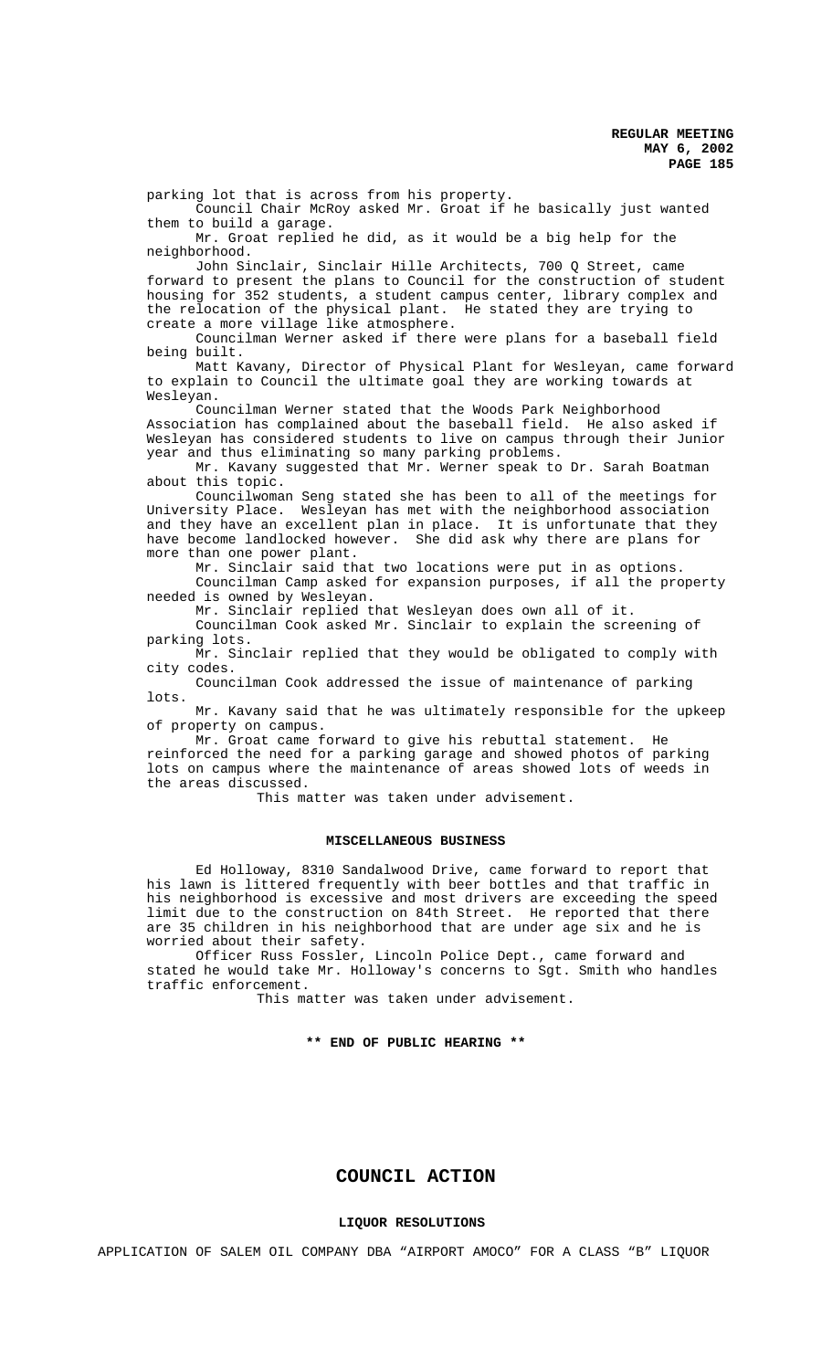parking lot that is across from his property.

Council Chair McRoy asked Mr. Groat if he basically just wanted them to build a garage.

Mr. Groat replied he did, as it would be a big help for the neighborhood.

John Sinclair, Sinclair Hille Architects, 700 Q Street, came forward to present the plans to Council for the construction of student housing for 352 students, a student campus center, library complex and the relocation of the physical plant. He stated they are trying to create a more village like atmosphere.

Councilman Werner asked if there were plans for a baseball field being built.

Matt Kavany, Director of Physical Plant for Wesleyan, came forward to explain to Council the ultimate goal they are working towards at Wesleyan.

Councilman Werner stated that the Woods Park Neighborhood Association has complained about the baseball field. He also asked if Wesleyan has considered students to live on campus through their Junior year and thus eliminating so many parking problems.

Mr. Kavany suggested that Mr. Werner speak to Dr. Sarah Boatman about this topic.

Councilwoman Seng stated she has been to all of the meetings for University Place. Wesleyan has met with the neighborhood association and they have an excellent plan in place. It is unfortunate that they have become landlocked however. She did ask why there are plans for more than one power plant.

Mr. Sinclair said that two locations were put in as options.

Councilman Camp asked for expansion purposes, if all the property needed is owned by Wesleyan.

Mr. Sinclair replied that Wesleyan does own all of it.

Councilman Cook asked Mr. Sinclair to explain the screening of parking lots.

Mr. Sinclair replied that they would be obligated to comply with city codes.

Councilman Cook addressed the issue of maintenance of parking lots.

Mr. Kavany said that he was ultimately responsible for the upkeep of property on campus.

Mr. Groat came forward to give his rebuttal statement. He reinforced the need for a parking garage and showed photos of parking lots on campus where the maintenance of areas showed lots of weeds in the areas discussed.

This matter was taken under advisement.

**MISCELLANEOUS BUSINESS**

Ed Holloway, 8310 Sandalwood Drive, came forward to report that his lawn is littered frequently with beer bottles and that traffic in his neighborhood is excessive and most drivers are exceeding the speed limit due to the construction on 84th Street. He reported that there are 35 children in his neighborhood that are under age six and he is worried about their safety.

Officer Russ Fossler, Lincoln Police Dept., came forward and stated he would take Mr. Holloway's concerns to Sgt. Smith who handles traffic enforcement.

This matter was taken under advisement.

**\*\* END OF PUBLIC HEARING \*\***

## COUNCIL ACTION

**LIQUOR RESOLUTIONS**

APPLICATION OF SALEM OIL COMPANY DBA "AIRPORT AMOCO" FOR A CLASS "B" LIQUOR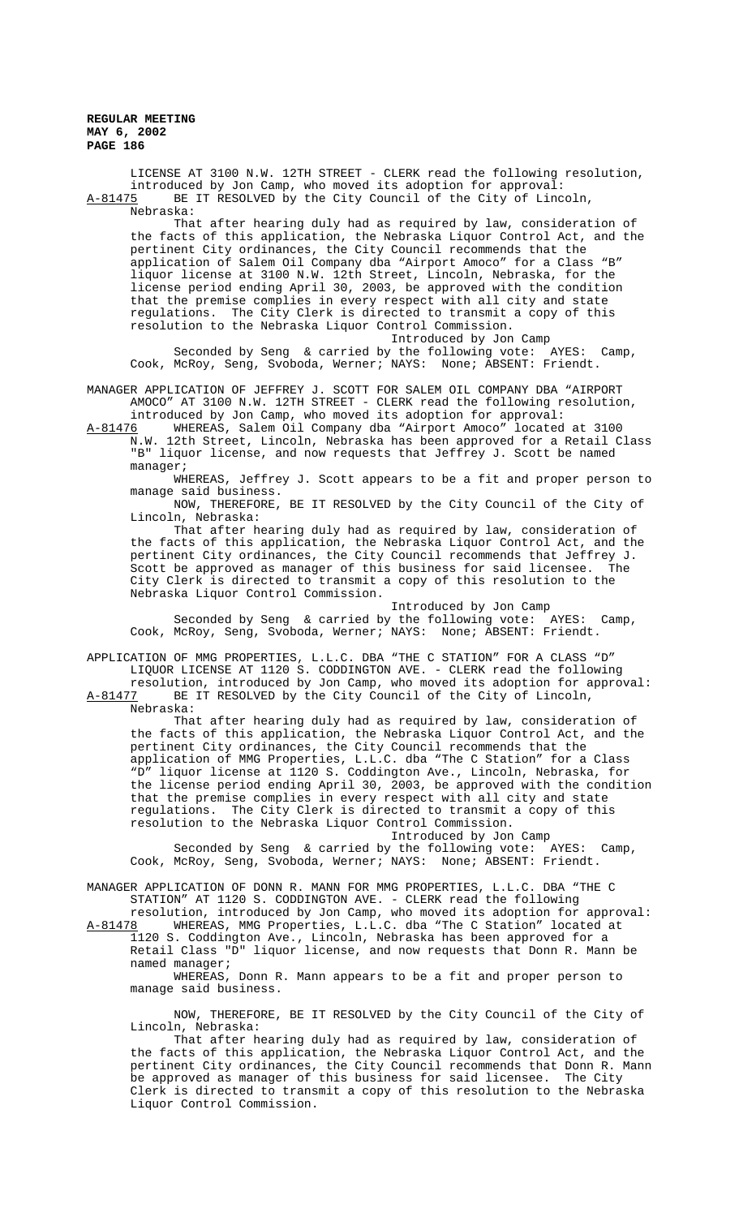LICENSE AT 3100 N.W. 12TH STREET - CLERK read the following resolution, introduced by Jon Camp, who moved its adoption for approval:

A-81475 BE IT RESOLVED by the City Council of the City of Lincoln, Nebraska:

That after hearing duly had as required by law, consideration of the facts of this application, the Nebraska Liquor Control Act, and the pertinent City ordinances, the City Council recommends that the application of Salem Oil Company dba "Airport Amoco" for a Class "B" liquor license at 3100 N.W. 12th Street, Lincoln, Nebraska, for the license period ending April 30, 2003, be approved with the condition that the premise complies in every respect with all city and state regulations. The City Clerk is directed to transmit a copy of this resolution to the Nebraska Liquor Control Commission.

Introduced by Jon Camp

Seconded by Seng & carried by the following vote: AYES: Camp, Cook, McRoy, Seng, Svoboda, Werner; NAYS: None; ABSENT: Friendt.

MANAGER APPLICATION OF JEFFREY J. SCOTT FOR SALEM OIL COMPANY DBA "AIRPORT AMOCO" AT 3100 N.W. 12TH STREET - CLERK read the following resolution, introduced by Jon Camp, who moved its adoption for approval:

A-81476 WHEREAS, Salem Oil Company dba "Airport Amoco" located at 3100 N.W. 12th Street, Lincoln, Nebraska has been approved for a Retail Class "B" liquor license, and now requests that Jeffrey J. Scott be named manager;

WHEREAS, Jeffrey J. Scott appears to be a fit and proper person to manage said business.

NOW, THEREFORE, BE IT RESOLVED by the City Council of the City of Lincoln, Nebraska:

That after hearing duly had as required by law, consideration of the facts of this application, the Nebraska Liquor Control Act, and the pertinent City ordinances, the City Council recommends that Jeffrey J. Scott be approved as manager of this business for said licensee. The City Clerk is directed to transmit a copy of this resolution to the Nebraska Liquor Control Commission.

Introduced by Jon Camp

Seconded by Seng & carried by the following vote: AYES: Camp, Cook, McRoy, Seng, Svoboda, Werner; NAYS: None; ABSENT: Friendt.

APPLICATION OF MMG PROPERTIES, L.L.C. DBA "THE C STATION" FOR A CLASS "D" LIQUOR LICENSE AT 1120 S. CODDINGTON AVE. - CLERK read the following resolution, introduced by Jon Camp, who moved its adoption for approval:

A-81477 BE IT RESOLVED by the City Council of the City of Lincoln, Nebraska:

That after hearing duly had as required by law, consideration of the facts of this application, the Nebraska Liquor Control Act, and the pertinent City ordinances, the City Council recommends that the application of MMG Properties, L.L.C. dba "The C Station" for a Class "D" liquor license at 1120 S. Coddington Ave., Lincoln, Nebraska, for the license period ending April 30, 2003, be approved with the condition that the premise complies in every respect with all city and state regulations. The City Clerk is directed to transmit a copy of this resolution to the Nebraska Liquor Control Commission.

Introduced by Jon Camp

Seconded by Seng & carried by the following vote: AYES: Camp, Cook, McRoy, Seng, Svoboda, Werner; NAYS: None; ABSENT: Friendt.

MANAGER APPLICATION OF DONN R. MANN FOR MMG PROPERTIES, L.L.C. DBA "THE C STATION" AT 1120 S. CODDINGTON AVE. - CLERK read the following resolution, introduced by Jon Camp, who moved its adoption for approval:

A-81478 WHEREAS, MMG Properties, L.L.C. dba "The C Station" located at 1120 S. Coddington Ave., Lincoln, Nebraska has been approved for a Retail Class "D" liquor license, and now requests that Donn R. Mann be named manager;

WHEREAS, Donn R. Mann appears to be a fit and proper person to manage said business.

NOW, THEREFORE, BE IT RESOLVED by the City Council of the City of Lincoln, Nebraska:

That after hearing duly had as required by law, consideration of the facts of this application, the Nebraska Liquor Control Act, and the pertinent City ordinances, the City Council recommends that Donn R. Mann be approved as manager of this business for said licensee. The City Clerk is directed to transmit a copy of this resolution to the Nebraska Liquor Control Commission.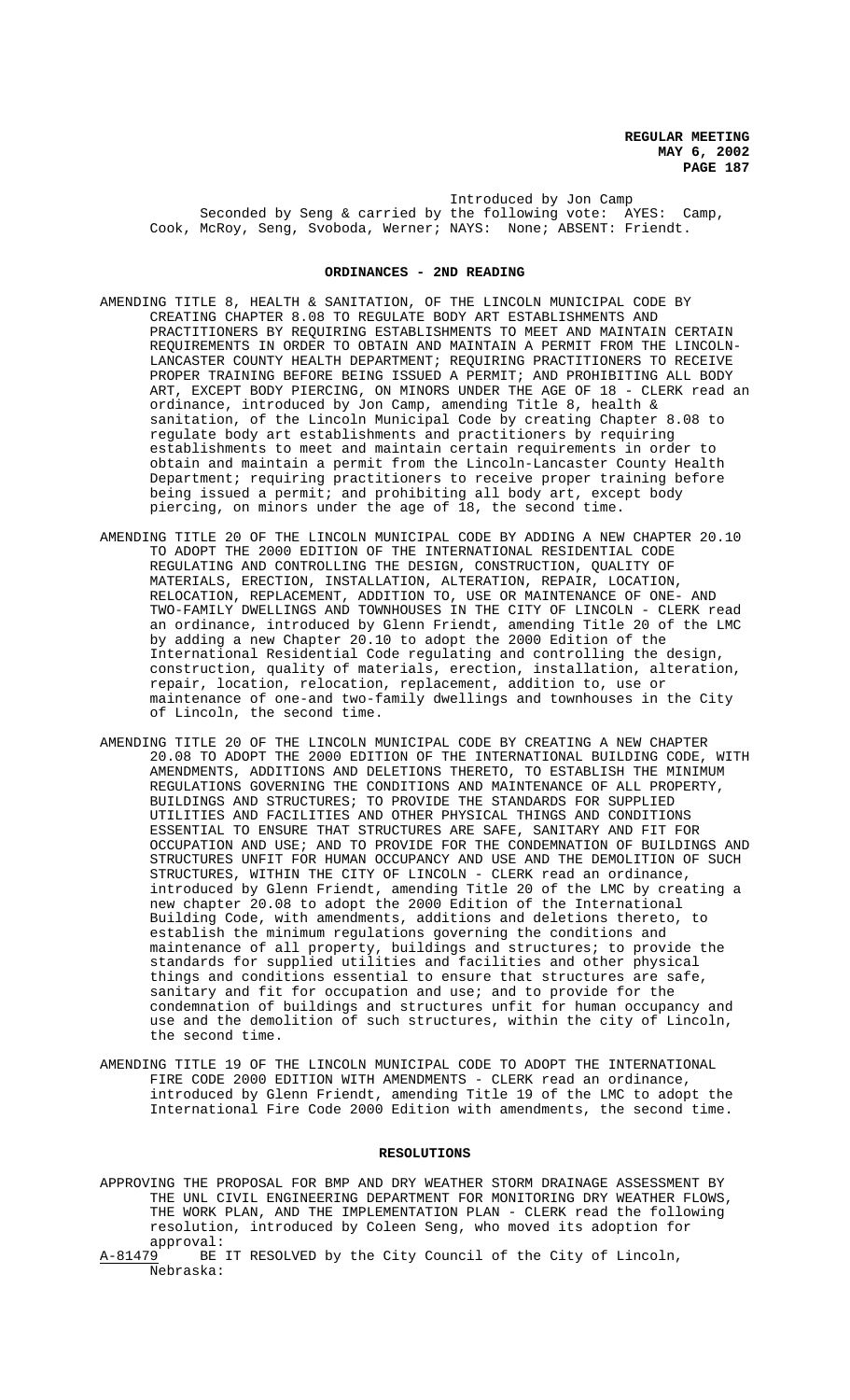Introduced by Jon Camp

Seconded by Seng & carried by the following vote: AYES: Camp, Cook, McRoy, Seng, Svoboda, Werner; NAYS: None; ABSENT: Friendt.

## ORDINANCES - 2ND READING

AMENDING TITLE 8, HEALTH & SANITATION, OF THE LINCOLN MUNICIPAL CODE BY CREATING CHAPTER 8.08 TO REGULATE BODY ART ESTABLISHMENTS AND PRACTITIONERS BY REQUIRING ESTABLISHMENTS TO MEET AND MAINTAIN CERTAIN REQUIREMENTS IN ORDER TO OBTAIN AND MAINTAIN A PERMIT FROM THE LINCOLN-LANCASTER COUNTY HEALTH DEPARTMENT; REQUIRING PRACTITIONERS TO RECEIVE PROPER TRAINING BEFORE BEING ISSUED A PERMIT; AND PROHIBITING ALL BODY ART, EXCEPT BODY PIERCING, ON MINORS UNDER THE AGE OF 18 - CLERK read an ordinance, introduced by Jon Camp, amending Title 8, health & sanitation, of the Lincoln Municipal Code by creating Chapter 8.08 to regulate body art establishments and practitioners by requiring establishments to meet and maintain certain requirements in order to obtain and maintain a permit from the Lincoln-Lancaster County Health Department; requiring practitioners to receive proper training before being issued a permit; and prohibiting all body art, except body piercing, on minors under the age of 18, the second time.

AMENDING TITLE 20 OF THE LINCOLN MUNICIPAL CODE BY ADDING A NEW CHAPTER 20.10 TO ADOPT THE 2000 EDITION OF THE INTERNATIONAL RESIDENTIAL CODE REGULATING AND CONTROLLING THE DESIGN, CONSTRUCTION, QUALITY OF MATERIALS, ERECTION, INSTALLATION, ALTERATION, REPAIR, LOCATION, RELOCATION, REPLACEMENT, ADDITION TO, USE OR MAINTENANCE OF ONE- AND TWO-FAMILY DWELLINGS AND TOWNHOUSES IN THE CITY OF LINCOLN - CLERK read an ordinance, introduced by Glenn Friendt, amending Title 20 of the LMC by adding a new Chapter 20.10 to adopt the 2000 Edition of the International Residential Code regulating and controlling the design, construction, quality of materials, erection, installation, alteration, repair, location, relocation, replacement, addition to, use or maintenance of one-and two-family dwellings and townhouses in the City of Lincoln, the second time.

AMENDING TITLE 20 OF THE LINCOLN MUNICIPAL CODE BY CREATING A NEW CHAPTER 20.08 TO ADOPT THE 2000 EDITION OF THE INTERNATIONAL BUILDING CODE, WITH AMENDMENTS, ADDITIONS AND DELETIONS THERETO, TO ESTABLISH THE MINIMUM REGULATIONS GOVERNING THE CONDITIONS AND MAINTENANCE OF ALL PROPERTY, BUILDINGS AND STRUCTURES; TO PROVIDE THE STANDARDS FOR SUPPLIED UTILITIES AND FACILITIES AND OTHER PHYSICAL THINGS AND CONDITIONS ESSENTIAL TO ENSURE THAT STRUCTURES ARE SAFE, SANITARY AND FIT FOR OCCUPATION AND USE; AND TO PROVIDE FOR THE CONDEMNATION OF BUILDINGS AND STRUCTURES UNFIT FOR HUMAN OCCUPANCY AND USE AND THE DEMOLITION OF SUCH STRUCTURES, WITHIN THE CITY OF LINCOLN - CLERK read an ordinance, introduced by Glenn Friendt, amending Title 20 of the LMC by creating a new chapter 20.08 to adopt the 2000 Edition of the International Building Code, with amendments, additions and deletions thereto, to establish the minimum regulations governing the conditions and maintenance of all property, buildings and structures; to provide the standards for supplied utilities and facilities and other physical things and conditions essential to ensure that structures are safe, sanitary and fit for occupation and use; and to provide for the condemnation of buildings and structures unfit for human occupancy and use and the demolition of such structures, within the city of Lincoln, the second time.

AMENDING TITLE 19 OF THE LINCOLN MUNICIPAL CODE TO ADOPT THE INTERNATIONAL FIRE CODE 2000 EDITION WITH AMENDMENTS - CLERK read an ordinance, introduced by Glenn Friendt, amending Title 19 of the LMC to adopt the International Fire Code 2000 Edition with amendments, the second time.

## RESOLUTIONS

APPROVING THE PROPOSAL FOR BMP AND DRY WEATHER STORM DRAINAGE ASSESSMENT BY THE UNL CIVIL ENGINEERING DEPARTMENT FOR MONITORING DRY WEATHER FLOWS, THE WORK PLAN, AND THE IMPLEMENTATION PLAN - CLERK read the following resolution, introduced by Coleen Seng, who moved its adoption for approval:

A-81479 BE IT RESOLVED by the City Council of the City of Lincoln, Nebraska: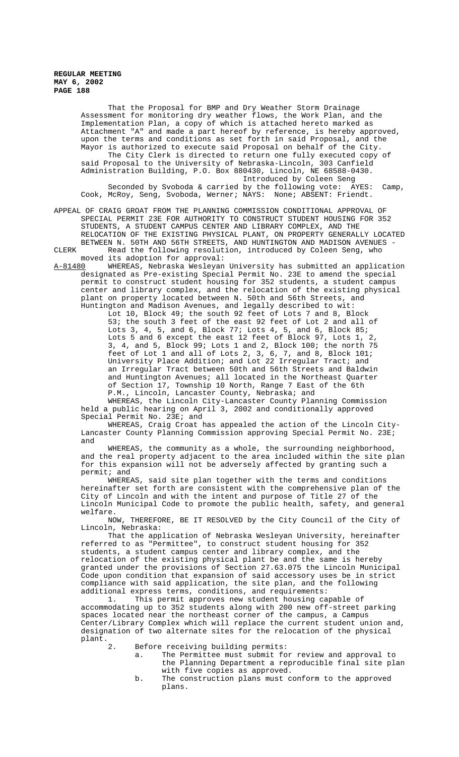That the Proposal for BMP and Dry Weather Storm Drainage Assessment for monitoring dry weather flows, the Work Plan, and the Implementation Plan, a copy of which is attached hereto marked as Attachment "A" and made a part hereof by reference, is hereby approved, upon the terms and conditions as set forth in said Proposal, and the Mayor is authorized to execute said Proposal on behalf of the City.

The City Clerk is directed to return one fully executed copy of said Proposal to the University of Nebraska-Lincoln, 303 Canfield Administration Building, P.O. Box 880430, Lincoln, NE 68588-0430.

Introduced by Coleen Seng

Seconded by Svoboda & carried by the following vote: AYES: Camp, Cook, McRoy, Seng, Svoboda, Werner; NAYS: None; ABSENT: Friendt.

APPEAL OF CRAIG GROAT FROM THE PLANNING COMMISSION CONDITIONAL APPROVAL OF SPECIAL PERMIT 23E FOR AUTHORITY TO CONSTRUCT STUDENT HOUSING FOR 352 STUDENTS, A STUDENT CAMPUS CENTER AND LIBRARY COMPLEX, AND THE RELOCATION OF THE EXISTING PHYSICAL PLANT, ON PROPERTY GENERALLY LOCATED BETWEEN N. 50TH AND 56TH STREETS, AND HUNTINGTON AND MADISON AVENUES -

CLERK Read the following resolution, introduced by Coleen Seng, who moved its adoption for approval:

A-81480 WHEREAS, Nebraska Wesleyan University has submitted an application designated as Pre-existing Special Permit No. 23E to amend the special permit to construct student housing for 352 students, a student campus center and library complex, and the relocation of the existing physical plant on property located between N. 50th and 56th Streets, and Huntington and Madison Avenues, and legally described to wit:

Lot 10, Block 49; the south 92 feet of Lots 7 and 8, Block 53; the south 3 feet of the east 92 feet of Lot 2 and all of Lots 3, 4, 5, and 6, Block 77; Lots 4, 5, and 6, Block 85; Lots 5 and 6 except the east 12 feet of Block 97, Lots 1, 2, 3, 4, and 5, Block 99; Lots 1 and 2, Block 100; the north 75 feet of Lot 1 and all of Lots 2, 3, 6, 7, and 8, Block 101; University Place Addition; and Lot 22 Irregular Tract; and an Irregular Tract between 50th and 56th Streets and Baldwin and Huntington Avenues; all located in the Northeast Quarter of Section 17, Township 10 North, Range 7 East of the 6th P.M., Lincoln, Lancaster County, Nebraska; and

WHEREAS, the Lincoln City-Lancaster County Planning Commission held a public hearing on April 3, 2002 and conditionally approved Special Permit No. 23E; and

WHEREAS, Craig Croat has appealed the action of the Lincoln City-Lancaster County Planning Commission approving Special Permit No. 23E; and

WHEREAS, the community as a whole, the surrounding neighborhood, and the real property adjacent to the area included within the site plan for this expansion will not be adversely affected by granting such a permit; and

WHEREAS, said site plan together with the terms and conditions hereinafter set forth are consistent with the comprehensive plan of the City of Lincoln and with the intent and purpose of Title 27 of the Lincoln Municipal Code to promote the public health, safety, and general welfare.

NOW, THEREFORE, BE IT RESOLVED by the City Council of the City of Lincoln, Nebraska:

That the application of Nebraska Wesleyan University, hereinafter referred to as "Permittee", to construct student housing for 352 students, a student campus center and library complex, and the relocation of the existing physical plant be and the same is hereby granted under the provisions of Section 27.63.075 the Lincoln Municipal Code upon condition that expansion of said accessory uses be in strict compliance with said application, the site plan, and the following additional express terms, conditions, and requirements:

1. This permit approves new student housing capable of accommodating up to 352 students along with 200 new off-street parking spaces located near the northeast corner of the campus, a Campus Center/Library Complex which will replace the current student union and, designation of two alternate sites for the relocation of the physical plant.

2. Before receiving building permits:
   a. The Permittee must submit for review and approval to the Planning Department a reproducible final site plan with five copies as approved.
   b. The construction plans must conform to the approved plans.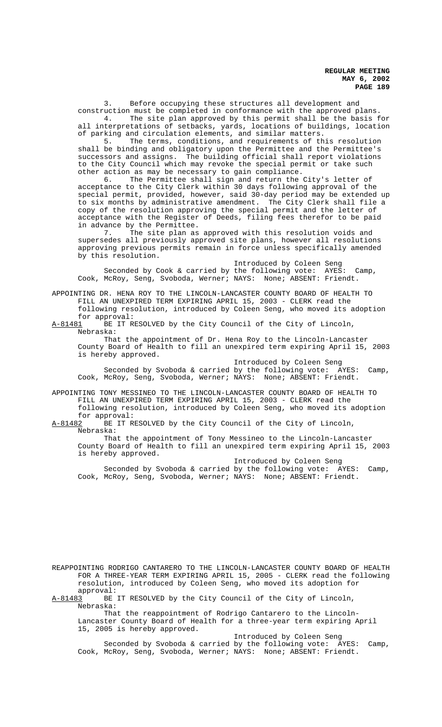3. Before occupying these structures all development and construction must be completed in conformance with the approved plans.

4. The site plan approved by this permit shall be the basis for all interpretations of setbacks, yards, locations of buildings, location of parking and circulation elements, and similar matters.

5. The terms, conditions, and requirements of this resolution shall be binding and obligatory upon the Permittee and the Permittee's successors and assigns. The building official shall report violations to the City Council which may revoke the special permit or take such other action as may be necessary to gain compliance.

6. The Permittee shall sign and return the City's letter of acceptance to the City Clerk within 30 days following approval of the special permit, provided, however, said 30-day period may be extended up to six months by administrative amendment. The City Clerk shall file a copy of the resolution approving the special permit and the letter of acceptance with the Register of Deeds, filing fees therefor to be paid in advance by the Permittee.

7. The site plan as approved with this resolution voids and supersedes all previously approved site plans, however all resolutions approving previous permits remain in force unless specifically amended by this resolution.

Introduced by Coleen Seng

Seconded by Cook & carried by the following vote: AYES: Camp, Cook, McRoy, Seng, Svoboda, Werner; NAYS: None; ABSENT: Friendt.

APPOINTING DR. HENA ROY TO THE LINCOLN-LANCASTER COUNTY BOARD OF HEALTH TO FILL AN UNEXPIRED TERM EXPIRING APRIL 15, 2003 - CLERK read the following resolution, introduced by Coleen Seng, who moved its adoption for approval:

A-81481 BE IT RESOLVED by the City Council of the City of Lincoln, Nebraska:

That the appointment of Dr. Hena Roy to the Lincoln-Lancaster County Board of Health to fill an unexpired term expiring April 15, 2003 is hereby approved.

Introduced by Coleen Seng

Seconded by Svoboda & carried by the following vote: AYES: Camp, Cook, McRoy, Seng, Svoboda, Werner; NAYS: None; ABSENT: Friendt.

APPOINTING TONY MESSINEO TO THE LINCOLN-LANCASTER COUNTY BOARD OF HEALTH TO FILL AN UNEXPIRED TERM EXPIRING APRIL 15, 2003 - CLERK read the following resolution, introduced by Coleen Seng, who moved its adoption for approval:

A-81482 BE IT RESOLVED by the City Council of the City of Lincoln, Nebraska:

That the appointment of Tony Messineo to the Lincoln-Lancaster County Board of Health to fill an unexpired term expiring April 15, 2003 is hereby approved.

Introduced by Coleen Seng

Seconded by Svoboda & carried by the following vote: AYES: Camp, Cook, McRoy, Seng, Svoboda, Werner; NAYS: None; ABSENT: Friendt.

REAPPOINTING RODRIGO CANTARERO TO THE LINCOLN-LANCASTER COUNTY BOARD OF HEALTH FOR A THREE-YEAR TERM EXPIRING APRIL 15, 2005 - CLERK read the following resolution, introduced by Coleen Seng, who moved its adoption for approval:

A-81483 BE IT RESOLVED by the City Council of the City of Lincoln, Nebraska:

That the reappointment of Rodrigo Cantarero to the Lincoln-Lancaster County Board of Health for a three-year term expiring April 15, 2005 is hereby approved.

Introduced by Coleen Seng

Seconded by Svoboda & carried by the following vote: AYES: Camp, Cook, McRoy, Seng, Svoboda, Werner; NAYS: None; ABSENT: Friendt.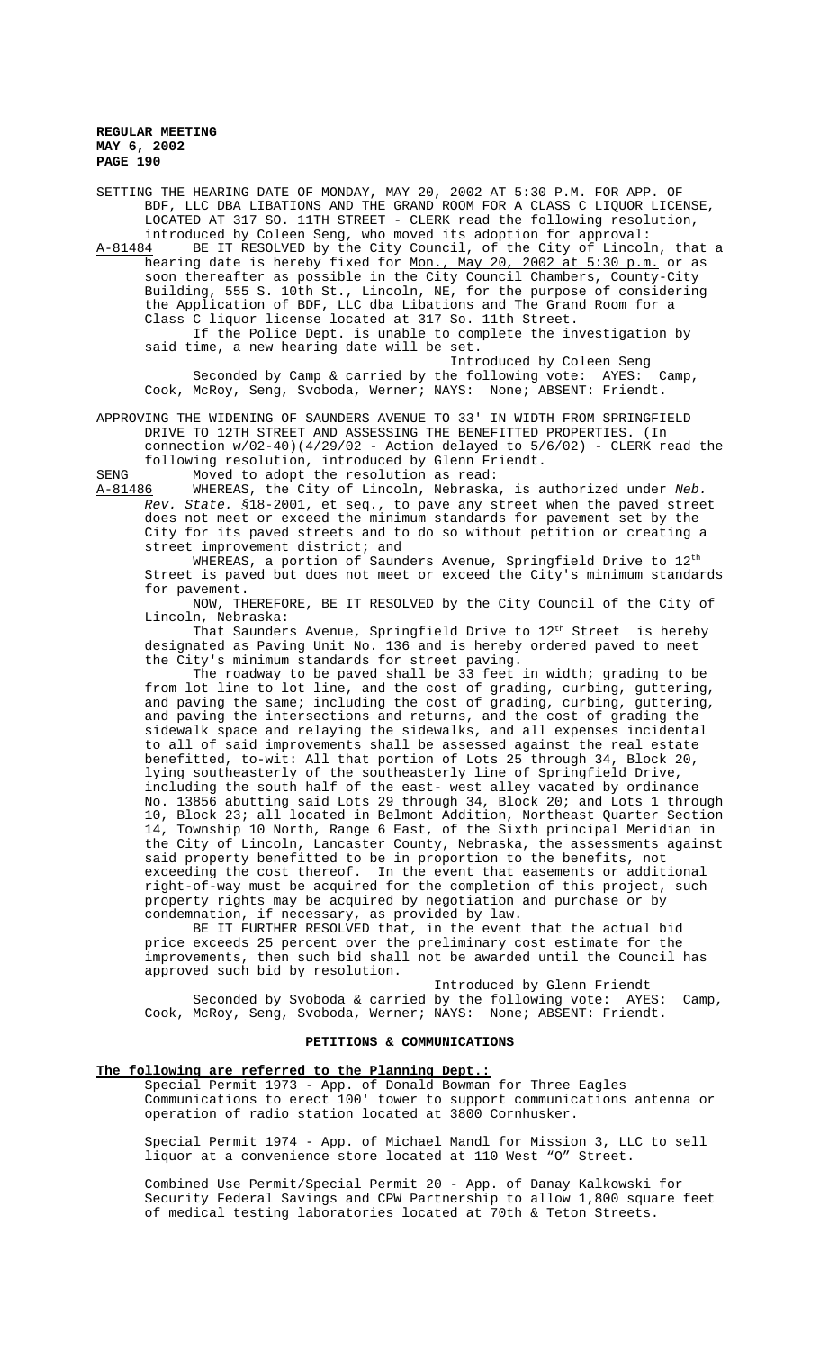SETTING THE HEARING DATE OF MONDAY, MAY 20, 2002 AT 5:30 P.M. FOR APP. OF BDF, LLC DBA LIBATIONS AND THE GRAND ROOM FOR A CLASS C LIQUOR LICENSE, LOCATED AT 317 SO. 11TH STREET - CLERK read the following resolution, introduced by Coleen Seng, who moved its adoption for approval:

A-81484 BE IT RESOLVED by the City Council, of the City of Lincoln, that a hearing date is hereby fixed for Mon., May 20, 2002 at 5:30 p.m. or as soon thereafter as possible in the City Council Chambers, County-City Building, 555 S. 10th St., Lincoln, NE, for the purpose of considering the Application of BDF, LLC dba Libations and The Grand Room for a Class C liquor license located at 317 So. 11th Street.

If the Police Dept. is unable to complete the investigation by said time, a new hearing date will be set.

Introduced by Coleen Seng

Seconded by Camp & carried by the following vote: AYES: Camp, Cook, McRoy, Seng, Svoboda, Werner; NAYS: None; ABSENT: Friendt.

APPROVING THE WIDENING OF SAUNDERS AVENUE TO 33' IN WIDTH FROM SPRINGFIELD DRIVE TO 12TH STREET AND ASSESSING THE BENEFITTED PROPERTIES. (In connection w/02-40)(4/29/02 - Action delayed to 5/6/02) - CLERK read the following resolution, introduced by Glenn Friendt.

SENG Moved to adopt the resolution as read:

A-81486 WHEREAS, the City of Lincoln, Nebraska, is authorized under *Neb. Rev. State.* §18-2001, et seq., to pave any street when the paved street does not meet or exceed the minimum standards for pavement set by the City for its paved streets and to do so without petition or creating a street improvement district; and

WHEREAS, a portion of Saunders Avenue, Springfield Drive to 12th Street is paved but does not meet or exceed the City's minimum standards for pavement.

NOW, THEREFORE, BE IT RESOLVED by the City Council of the City of Lincoln, Nebraska:

That Saunders Avenue, Springfield Drive to 12th Street is hereby designated as Paving Unit No. 136 and is hereby ordered paved to meet the City's minimum standards for street paving.

The roadway to be paved shall be 33 feet in width; grading to be from lot line to lot line, and the cost of grading, curbing, guttering, and paving the same; including the cost of grading, curbing, guttering, and paving the intersections and returns, and the cost of grading the sidewalk space and relaying the sidewalks, and all expenses incidental to all of said improvements shall be assessed against the real estate benefitted, to-wit: All that portion of Lots 25 through 34, Block 20, lying southeasterly of the southeasterly line of Springfield Drive, including the south half of the east- west alley vacated by ordinance No. 13856 abutting said Lots 29 through 34, Block 20; and Lots 1 through 10, Block 23; all located in Belmont Addition, Northeast Quarter Section 14, Township 10 North, Range 6 East, of the Sixth principal Meridian in the City of Lincoln, Lancaster County, Nebraska, the assessments against said property benefitted to be in proportion to the benefits, not exceeding the cost thereof. In the event that easements or additional right-of-way must be acquired for the completion of this project, such property rights may be acquired by negotiation and purchase or by condemnation, if necessary, as provided by law.

BE IT FURTHER RESOLVED that, in the event that the actual bid price exceeds 25 percent over the preliminary cost estimate for the improvements, then such bid shall not be awarded until the Council has approved such bid by resolution.

Introduced by Glenn Friendt

Seconded by Svoboda & carried by the following vote: AYES: Camp, Cook, McRoy, Seng, Svoboda, Werner; NAYS: None; ABSENT: Friendt.

## PETITIONS & COMMUNICATIONS

**The following are referred to the Planning Dept.:**

Special Permit 1973 - App. of Donald Bowman for Three Eagles Communications to erect 100' tower to support communications antenna or operation of radio station located at 3800 Cornhusker.

Special Permit 1974 - App. of Michael Mandl for Mission 3, LLC to sell liquor at a convenience store located at 110 West "O" Street.

Combined Use Permit/Special Permit 20 - App. of Danay Kalkowski for Security Federal Savings and CPW Partnership to allow 1,800 square feet of medical testing laboratories located at 70th & Teton Streets.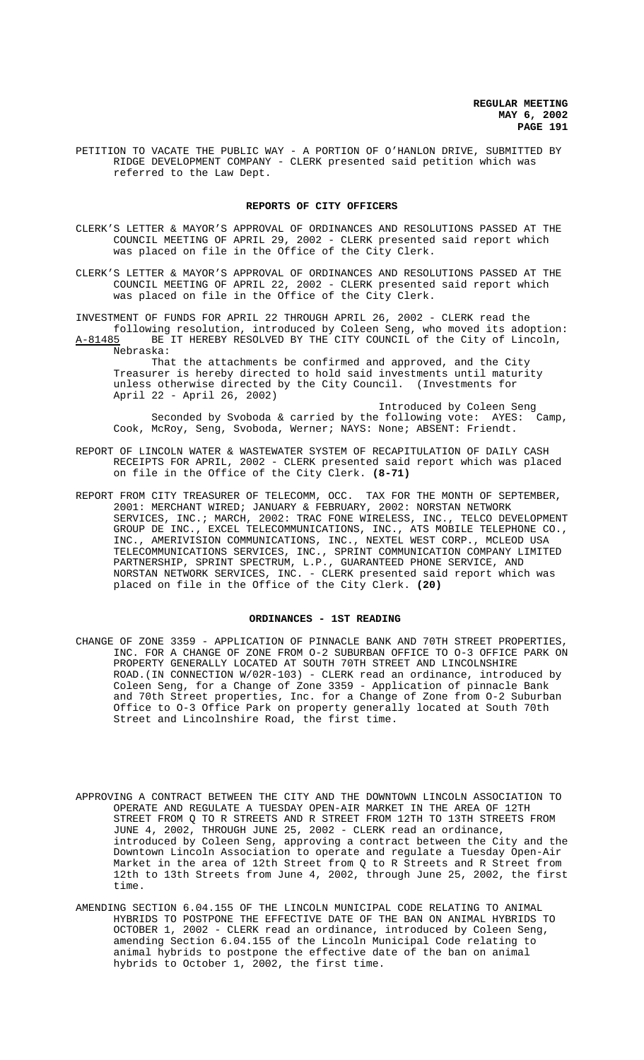PETITION TO VACATE THE PUBLIC WAY - A PORTION OF O'HANLON DRIVE, SUBMITTED BY RIDGE DEVELOPMENT COMPANY - CLERK presented said petition which was referred to the Law Dept.

## REPORTS OF CITY OFFICERS

CLERK'S LETTER & MAYOR'S APPROVAL OF ORDINANCES AND RESOLUTIONS PASSED AT THE COUNCIL MEETING OF APRIL 29, 2002 - CLERK presented said report which was placed on file in the Office of the City Clerk.

CLERK'S LETTER & MAYOR'S APPROVAL OF ORDINANCES AND RESOLUTIONS PASSED AT THE COUNCIL MEETING OF APRIL 22, 2002 - CLERK presented said report which was placed on file in the Office of the City Clerk.

INVESTMENT OF FUNDS FOR APRIL 22 THROUGH APRIL 26, 2002 - CLERK read the following resolution, introduced by Coleen Seng, who moved its adoption:

A-81485 BE IT HEREBY RESOLVED BY THE CITY COUNCIL of the City of Lincoln, Nebraska:

That the attachments be confirmed and approved, and the City Treasurer is hereby directed to hold said investments until maturity unless otherwise directed by the City Council. (Investments for April 22 - April 26, 2002)

Introduced by Coleen Seng

Seconded by Svoboda & carried by the following vote: AYES: Camp, Cook, McRoy, Seng, Svoboda, Werner; NAYS: None; ABSENT: Friendt.

REPORT OF LINCOLN WATER & WASTEWATER SYSTEM OF RECAPITULATION OF DAILY CASH RECEIPTS FOR APRIL, 2002 - CLERK presented said report which was placed on file in the Office of the City Clerk. **(8-71)**

REPORT FROM CITY TREASURER OF TELECOMM, OCC. TAX FOR THE MONTH OF SEPTEMBER, 2001: MERCHANT WIRED; JANUARY & FEBRUARY, 2002: NORSTAN NETWORK SERVICES, INC.; MARCH, 2002: TRAC FONE WIRELESS, INC., TELCO DEVELOPMENT GROUP DE INC., EXCEL TELECOMMUNICATIONS, INC., ATS MOBILE TELEPHONE CO., INC., AMERIVISION COMMUNICATIONS, INC., NEXTEL WEST CORP., MCLEOD USA TELECOMMUNICATIONS SERVICES, INC., SPRINT COMMUNICATION COMPANY LIMITED PARTNERSHIP, SPRINT SPECTRUM, L.P., GUARANTEED PHONE SERVICE, AND NORSTAN NETWORK SERVICES, INC. - CLERK presented said report which was placed on file in the Office of the City Clerk. **(20)**

## ORDINANCES - 1ST READING

CHANGE OF ZONE 3359 - APPLICATION OF PINNACLE BANK AND 70TH STREET PROPERTIES, INC. FOR A CHANGE OF ZONE FROM O-2 SUBURBAN OFFICE TO O-3 OFFICE PARK ON PROPERTY GENERALLY LOCATED AT SOUTH 70TH STREET AND LINCOLNSHIRE ROAD.(IN CONNECTION W/02R-103) - CLERK read an ordinance, introduced by Coleen Seng, for a Change of Zone 3359 - Application of pinnacle Bank and 70th Street properties, Inc. for a Change of Zone from O-2 Suburban Office to O-3 Office Park on property generally located at South 70th Street and Lincolnshire Road, the first time.

APPROVING A CONTRACT BETWEEN THE CITY AND THE DOWNTOWN LINCOLN ASSOCIATION TO OPERATE AND REGULATE A TUESDAY OPEN-AIR MARKET IN THE AREA OF 12TH STREET FROM Q TO R STREETS AND R STREET FROM 12TH TO 13TH STREETS FROM JUNE 4, 2002, THROUGH JUNE 25, 2002 - CLERK read an ordinance, introduced by Coleen Seng, approving a contract between the City and the Downtown Lincoln Association to operate and regulate a Tuesday Open-Air Market in the area of 12th Street from Q to R Streets and R Street from 12th to 13th Streets from June 4, 2002, through June 25, 2002, the first time.

AMENDING SECTION 6.04.155 OF THE LINCOLN MUNICIPAL CODE RELATING TO ANIMAL HYBRIDS TO POSTPONE THE EFFECTIVE DATE OF THE BAN ON ANIMAL HYBRIDS TO OCTOBER 1, 2002 - CLERK read an ordinance, introduced by Coleen Seng, amending Section 6.04.155 of the Lincoln Municipal Code relating to animal hybrids to postpone the effective date of the ban on animal hybrids to October 1, 2002, the first time.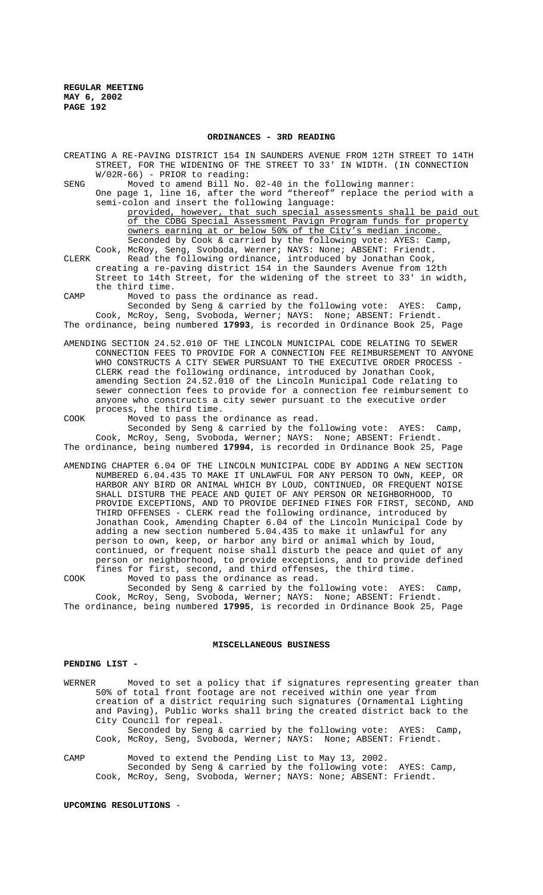## ORDINANCES - 3RD READING

CREATING A RE-PAVING DISTRICT 154 IN SAUNDERS AVENUE FROM 12TH STREET TO 14TH STREET, FOR THE WIDENING OF THE STREET TO 33' IN WIDTH. (IN CONNECTION W/02R-66) - PRIOR to reading:

SENG Moved to amend Bill No. 02-40 in the following manner:
One page 1, line 16, after the word "thereof" replace the period with a semi-colon and insert the following language:
provided, however, that such special assessments shall be paid out of the CDBG Special Assessment Pavign Program funds for property owners earning at or below 50% of the City's median income.
Seconded by Cook & carried by the following vote: AYES: Camp, Cook, McRoy, Seng, Svoboda, Werner; NAYS: None; ABSENT: Friendt.

CLERK Read the following ordinance, introduced by Jonathan Cook, creating a re-paving district 154 in the Saunders Avenue from 12th Street to 14th Street, for the widening of the street to 33' in width, the third time.

CAMP Moved to pass the ordinance as read.
Seconded by Seng & carried by the following vote: AYES: Camp, Cook, McRoy, Seng, Svoboda, Werner; NAYS: None; ABSENT: Friendt.

The ordinance, being numbered **17993**, is recorded in Ordinance Book 25, Page

AMENDING SECTION 24.52.010 OF THE LINCOLN MUNICIPAL CODE RELATING TO SEWER CONNECTION FEES TO PROVIDE FOR A CONNECTION FEE REIMBURSEMENT TO ANYONE WHO CONSTRUCTS A CITY SEWER PURSUANT TO THE EXECUTIVE ORDER PROCESS - CLERK read the following ordinance, introduced by Jonathan Cook, amending Section 24.52.010 of the Lincoln Municipal Code relating to sewer connection fees to provide for a connection fee reimbursement to anyone who constructs a city sewer pursuant to the executive order process, the third time.

COOK Moved to pass the ordinance as read.
Seconded by Seng & carried by the following vote: AYES: Camp, Cook, McRoy, Seng, Svoboda, Werner; NAYS: None; ABSENT: Friendt.

The ordinance, being numbered **17994**, is recorded in Ordinance Book 25, Page

AMENDING CHAPTER 6.04 OF THE LINCOLN MUNICIPAL CODE BY ADDING A NEW SECTION NUMBERED 6.04.435 TO MAKE IT UNLAWFUL FOR ANY PERSON TO OWN, KEEP, OR HARBOR ANY BIRD OR ANIMAL WHICH BY LOUD, CONTINUED, OR FREQUENT NOISE SHALL DISTURB THE PEACE AND QUIET OF ANY PERSON OR NEIGHBORHOOD, TO PROVIDE EXCEPTIONS, AND TO PROVIDE DEFINED FINES FOR FIRST, SECOND, AND THIRD OFFENSES - CLERK read the following ordinance, introduced by Jonathan Cook, Amending Chapter 6.04 of the Lincoln Municipal Code by adding a new section numbered 5.04.435 to make it unlawful for any person to own, keep, or harbor any bird or animal which by loud, continued, or frequent noise shall disturb the peace and quiet of any person or neighborhood, to provide exceptions, and to provide defined fines for first, second, and third offenses, the third time.

COOK Moved to pass the ordinance as read.
Seconded by Seng & carried by the following vote: AYES: Camp, Cook, McRoy, Seng, Svoboda, Werner; NAYS: None; ABSENT: Friendt.

The ordinance, being numbered **17995**, is recorded in Ordinance Book 25, Page

## MISCELLANEOUS BUSINESS

**PENDING LIST -**

WERNER Moved to set a policy that if signatures representing greater than 50% of total front footage are not received within one year from creation of a district requiring such signatures (Ornamental Lighting and Paving), Public Works shall bring the created district back to the City Council for repeal.
Seconded by Seng & carried by the following vote: AYES: Camp, Cook, McRoy, Seng, Svoboda, Werner; NAYS: None; ABSENT: Friendt.

CAMP Moved to extend the Pending List to May 13, 2002.
Seconded by Seng & carried by the following vote: AYES: Camp, Cook, McRoy, Seng, Svoboda, Werner; NAYS: None; ABSENT: Friendt.

**UPCOMING RESOLUTIONS** -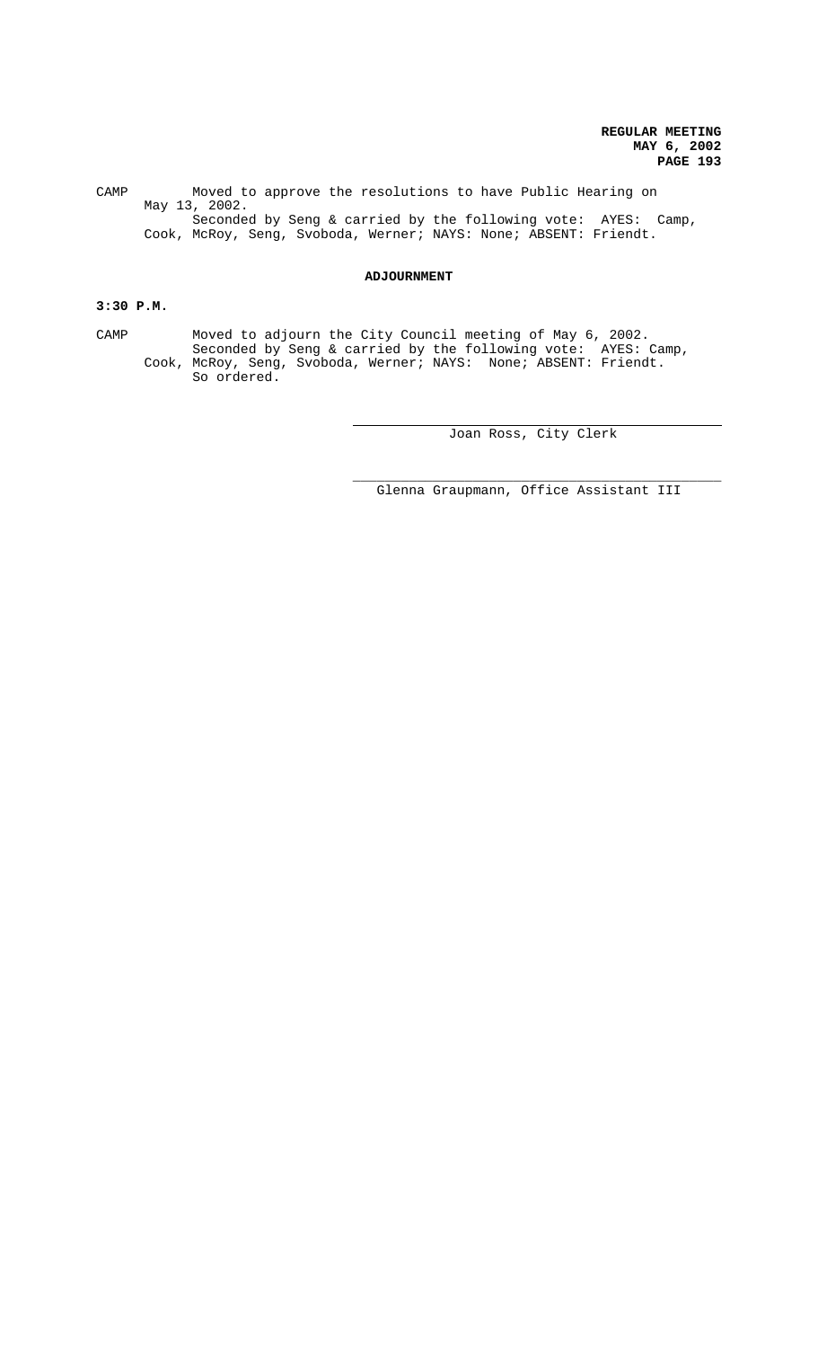CAMP Moved to approve the resolutions to have Public Hearing on May 13, 2002.

Seconded by Seng & carried by the following vote: AYES: Camp, Cook, McRoy, Seng, Svoboda, Werner; NAYS: None; ABSENT: Friendt.

## ADJOURNMENT

**3:30 P.M.**

CAMP Moved to adjourn the City Council meeting of May 6, 2002.

Seconded by Seng & carried by the following vote: AYES: Camp, Cook, McRoy, Seng, Svoboda, Werner; NAYS: None; ABSENT: Friendt.

So ordered.

Joan Ross, City Clerk

Glenna Graupmann, Office Assistant III